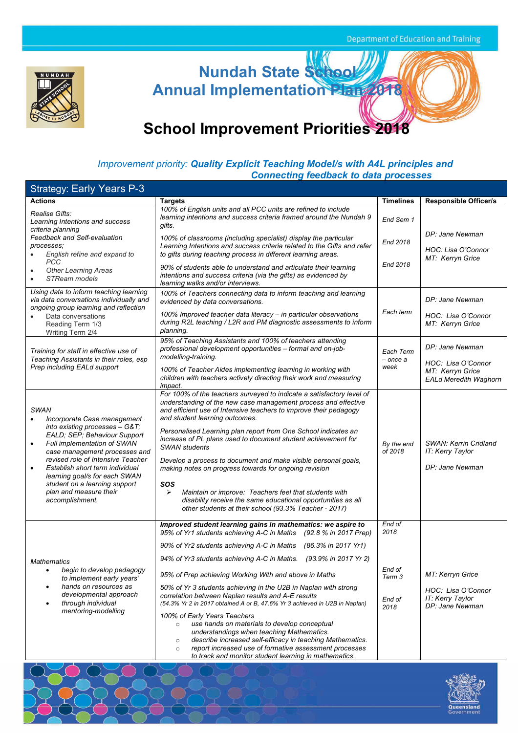# Nundah State School
# Annual Implementation Plan 2018

## School Improvement Priorities 2018

*Improvement priority:* ***Quality Explicit Teaching Model/s with A4L principles and Connecting feedback to data processes***

| Strategy: Early Years P-3 | | | |
|---|---|---|---|
| **Actions** | **Targets** | **Timelines** | **Responsible Officer/s** |
| *Realise Gifts:*<br>*Learning Intentions and success criteria planning*<br>*Feedback and Self-evaluation processes;*<br>• *English refine and expand to PCC*<br>• *Other Learning Areas*<br>• *STRream models* | *100% of English units and all PCC units are refined to include learning intentions and success criteria framed around the Nundah 9 gifts.*<br><br>*100% of classrooms (including specialist) display the particular Learning Intentions and success criteria related to the Gifts and refer to gifts during teaching process in different learning areas.*<br><br>*90% of students able to understand and articulate their learning intentions and success criteria (via the gifts) as evidenced by learning walks and/or interviews.* | *End Sem 1*<br><br>*End 2018*<br><br>*End 2018* | *DP: Jane Newman*<br><br>*HOC: Lisa O'Connor*<br>*MT: Kerryn Grice* |
| *Using data to inform teaching learning via data conversations individually and ongoing group learning and reflection*<br>• *Data conversations*<br>*Reading Term 1/3*<br>*Writing Term 2/4* | *100% of Teachers connecting data to inform teaching and learning evidenced by data conversations.*<br><br>*100% Improved teacher data literacy – in particular observations during R2L teaching / L2R and PM diagnostic assessments to inform planning.* | *Each term* | *DP: Jane Newman*<br><br>*HOC: Lisa O'Connor*<br>*MT: Kerryn Grice* |
| *Training for staff in effective use of Teaching Assistants in their roles, esp Prep including EALd support* | *95% of Teaching Assistants and 100% of teachers attending professional development opportunities – formal and on-job-modelling-training.*<br><br>*100% of Teacher Aides implementing learning in working with children with teachers actively directing their work and measuring impact.* | *Each Term – once a week* | *DP: Jane Newman*<br><br>*HOC: Lisa O'Connor*<br>*MT: Kerryn Grice*<br>*EALd Meredith Waghorn* |
| *SWAN*<br>• *Incorporate Case management into existing processes – G&T; EALD; SEP; Behaviour Support*<br>• *Full implementation of SWAN case management processes and revised role of Intensive Teacher*<br>• *Establish short term individual learning goal/s for each SWAN student on a learning support plan and measure their accomplishment.* | *For 100% of the teachers surveyed to indicate a satisfactory level of understanding of the new case management process and effective and efficient use of Intensive teachers to improve their pedagogy and student learning outcomes.*<br><br>*Personalised Learning plan report from One School indicates an increase of PL plans used to document student achievement for SWAN students*<br><br>*Develop a process to document and make visible personal goals, making notes on progress towards for ongoing revision*<br><br>***SOS***<br>➢ *Maintain or improve: Teachers feel that students with disability receive the same educational opportunities as all other students at their school (93.3% Teacher - 2017)* | *By the end of 2018* | *SWAN: Kerrin Cridland*<br>*IT: Kerry Taylor*<br><br>*DP: Jane Newman* |
| *Mathematics*<br>• *begin to develop pedagogy to implement early years' hands on resources as developmental approach*<br>• *through individual mentoring-modelling* | ***Improved student learning gains in mathematics: we aspire to*** *95% of Yr1 students achieving A-C in Maths (92.8 % in 2017 Prep)*<br><br>*90% of Yr2 students achieving A-C in Maths (86.3% in 2017 Yr1)*<br><br>*94% of Yr3 students achieving A-C in Maths. (93.9% in 2017 Yr 2)*<br><br>*95% of Prep achieving Working With and above in Maths*<br><br>*50% of Yr 3 students achieving in the U2B in Naplan with strong correlation between Naplan results and A-E results*<br>*(54.3% Yr 2 in 2017 obtained A or B, 47.6% Yr 3 achieved in U2B in Naplan)*<br><br>*100% of Early Years Teachers*<br>○ *use hands on materials to develop conceptual understandings when teaching Mathematics.*<br>○ *describe increased self-efficacy in teaching Mathematics.*<br>○ *report increased use of formative assessment processes to track and monitor student learning in mathematics.* | *End of 2018*<br><br>*End of Term 3*<br><br>*End of 2018* | *MT: Kerryn Grice*<br><br>*HOC: Lisa O'Connor*<br>*IT: Kerry Taylor*<br>*DP: Jane Newman* |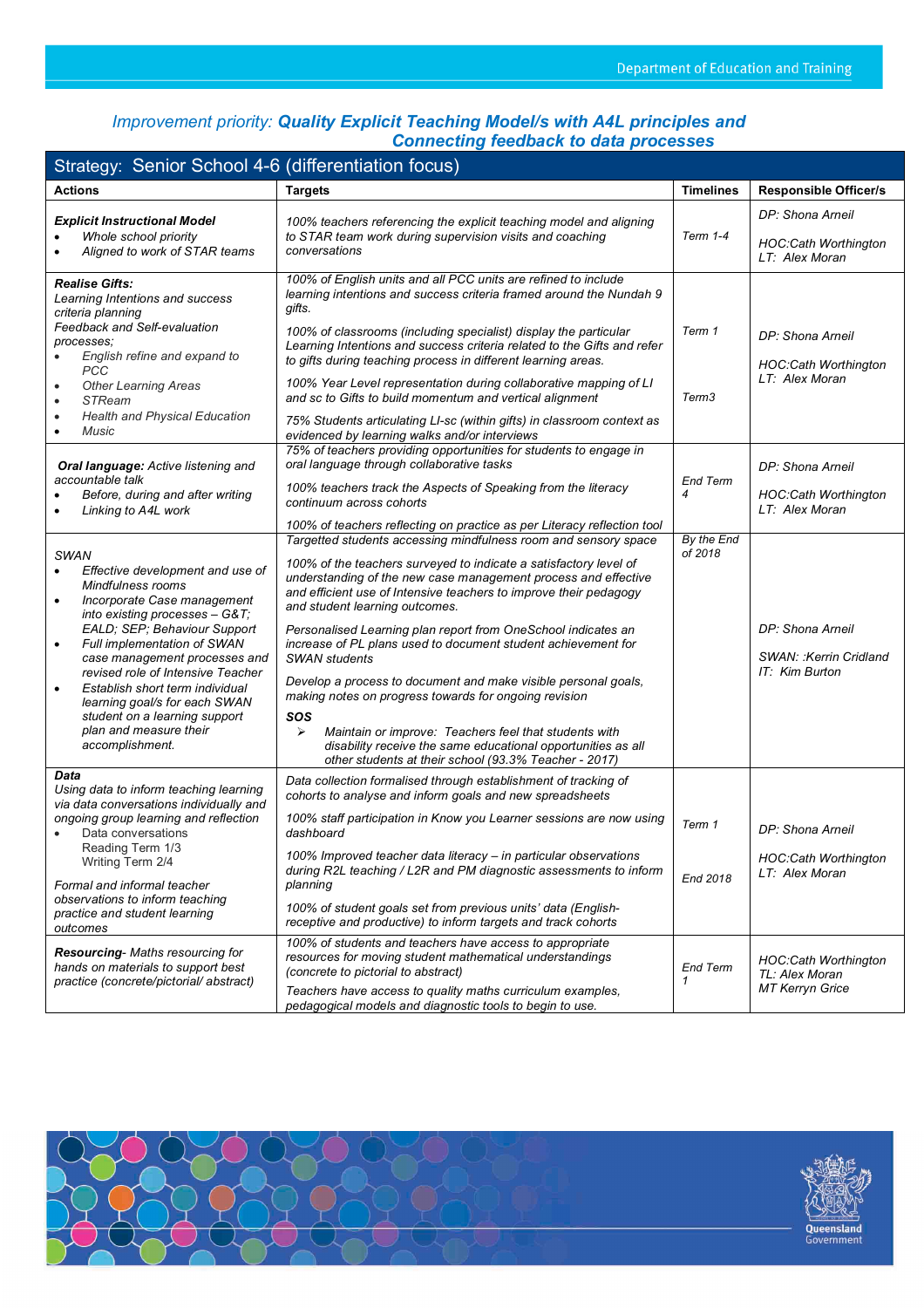*Improvement priority:* ***Quality Explicit Teaching Model/s with A4L principles and Connecting feedback to data processes***

| Strategy: Senior School 4-6 (differentiation focus) | | | |
|---|---|---|---|
| **Actions** | **Targets** | **Timelines** | **Responsible Officer/s** |
| ***Explicit Instructional Model***<br>• *Whole school priority*<br>• *Aligned to work of STAR teams* | *100% teachers referencing the explicit teaching model and aligning to STAR team work during supervision visits and coaching conversations* | *Term 1-4* | *DP: Shona Arneil*<br><br>*HOC:Cath Worthington*<br>*LT: Alex Moran* |
| ***Realise Gifts:***<br>*Learning Intentions and success criteria planning*<br>*Feedback and Self-evaluation processes;*<br>• *English refine and expand to PCC*<br>• *Other Learning Areas*<br>• *STReam*<br>• *Health and Physical Education*<br>• *Music* | *100% of English units and all PCC units are refined to include learning intentions and success criteria framed around the Nundah 9 gifts.*<br><br>*100% of classrooms (including specialist) display the particular Learning Intentions and success criteria related to the Gifts and refer to gifts during teaching process in different learning areas.*<br><br>*100% Year Level representation during collaborative mapping of LI and sc to Gifts to build momentum and vertical alignment*<br><br>*75% Students articulating LI-sc (within gifts) in classroom context as evidenced by learning walks and/or interviews* | *Term 1*<br><br>*Term3* | *DP: Shona Arneil*<br><br>*HOC:Cath Worthington*<br>*LT: Alex Moran* |
| ***Oral language:*** *Active listening and accountable talk*<br>• *Before, during and after writing*<br>• *Linking to A4L work* | *75% of teachers providing opportunities for students to engage in oral language through collaborative tasks*<br><br>*100% teachers track the Aspects of Speaking from the literacy continuum across cohorts*<br><br>*100% of teachers reflecting on practice as per Literacy reflection tool* | *End Term 4* | *DP: Shona Arneil*<br><br>*HOC:Cath Worthington*<br>*LT: Alex Moran* |
| *SWAN*<br>• *Effective development and use of Mindfulness rooms*<br>• *Incorporate Case management into existing processes – G&T; EALD; SEP; Behaviour Support*<br>• *Full implementation of SWAN case management processes and revised role of Intensive Teacher*<br>• *Establish short term individual learning goal/s for each SWAN student on a learning support plan and measure their accomplishment.* | *Targetted students accessing mindfulness room and sensory space*<br><br>*100% of the teachers surveyed to indicate a satisfactory level of understanding of the new case management process and effective and efficient use of Intensive teachers to improve their pedagogy and student learning outcomes.*<br><br>*Personalised Learning plan report from OneSchool indicates an increase of PL plans used to document student achievement for SWAN students*<br><br>*Develop a process to document and make visible personal goals, making notes on progress towards for ongoing revision*<br><br>***SOS***<br>➢ *Maintain or improve: Teachers feel that students with disability receive the same educational opportunities as all other students at their school (93.3% Teacher - 2017)* | *By the End of 2018* | *DP: Shona Arneil*<br><br>*SWAN: :Kerrin Cridland*<br>*IT: Kim Burton* |
| ***Data***<br>*Using data to inform teaching learning via data conversations individually and ongoing group learning and reflection*<br>• *Data conversations*<br>*Reading Term 1/3*<br>*Writing Term 2/4*<br><br>*Formal and informal teacher observations to inform teaching practice and student learning outcomes* | *Data collection formalised through establishment of tracking of cohorts to analyse and inform goals and new spreadsheets*<br><br>*100% staff participation in Know you Learner sessions are now using dashboard*<br><br>*100% Improved teacher data literacy – in particular observations during R2L teaching / L2R and PM diagnostic assessments to inform planning*<br><br>*100% of student goals set from previous units' data (English-receptive and productive) to inform targets and track cohorts* | *Term 1*<br><br>*End 2018* | *DP: Shona Arneil*<br><br>*HOC:Cath Worthington*<br>*LT: Alex Moran* |
| ***Resourcing***- *Maths resourcing for hands on materials to support best practice (concrete/pictorial/ abstract)* | *100% of students and teachers have access to appropriate resources for moving student mathematical understandings (concrete to pictorial to abstract)*<br><br>*Teachers have access to quality maths curriculum examples, pedagogical models and diagnostic tools to begin to use.* | *End Term 1* | *HOC:Cath Worthington*<br>*TL: Alex Moran*<br>*MT Kerryn Grice* |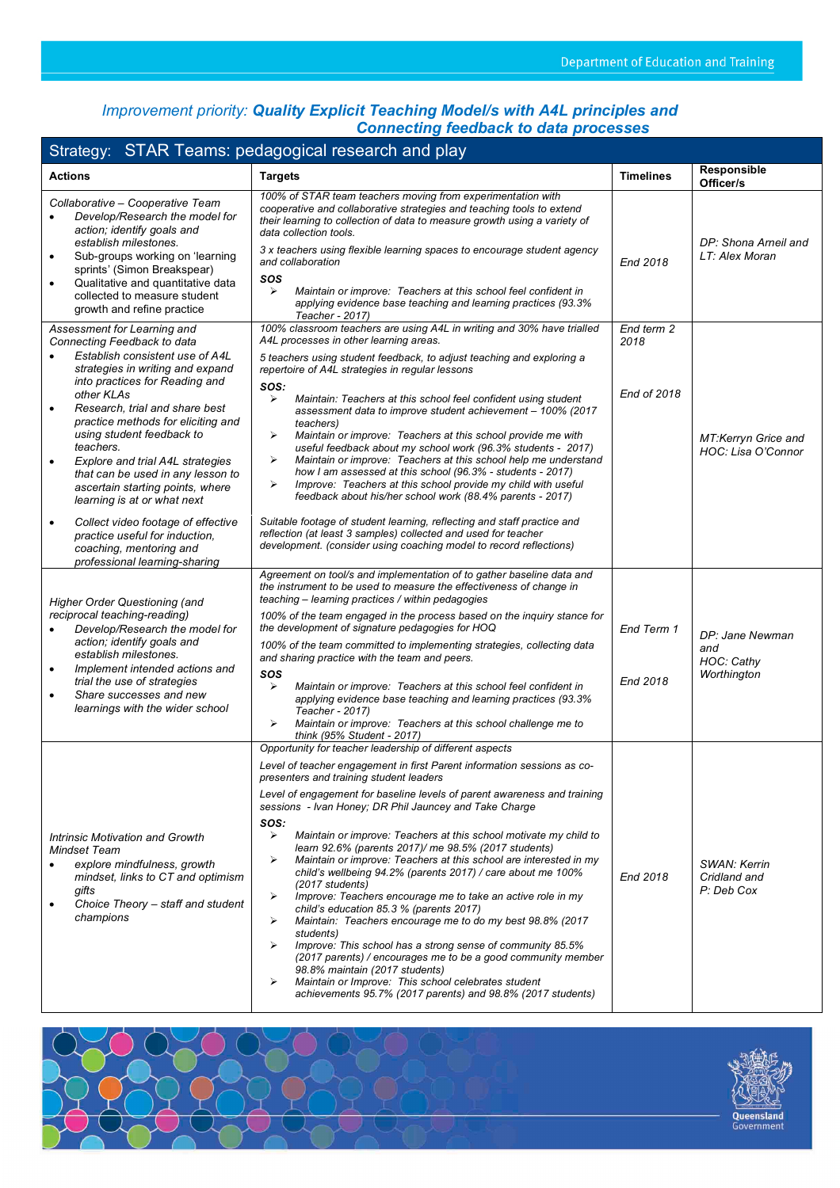## Improvement priority: ***Quality Explicit Teaching Model/s with A4L principles and Connecting feedback to data processes***

### Strategy: STAR Teams: pedagogical research and play

| Actions | Targets | Timelines | Responsible Officer/s |
|---|---|---|---|
| *Collaborative – Cooperative Team*<br>• *Develop/Research the model for action; identify goals and establish milestones.*<br>• *Sub-groups working on 'learning sprints' (Simon Breakspear)*<br>• *Qualitative and quantitative data collected to measure student growth and refine practice* | *100% of STAR team teachers moving from experimentation with cooperative and collaborative strategies and teaching tools to extend their learning to collection of data to measure growth using a variety of data collection tools.*<br>*3 x teachers using flexible learning spaces to encourage student agency and collaboration*<br>***SOS***<br>➢ *Maintain or improve: Teachers at this school feel confident in applying evidence base teaching and learning practices (93.3% Teacher - 2017)* | *End 2018* | *DP: Shona Arneil and LT: Alex Moran* |
| *Assessment for Learning and Connecting Feedback to data*<br>• *Establish consistent use of A4L strategies in writing and expand into practices for Reading and other KLAs*<br>• *Research, trial and share best practice methods for eliciting and using student feedback to teachers.*<br>• *Explore and trial A4L strategies that can be used in any lesson to ascertain starting points, where learning is at or what next*<br>• *Collect video footage of effective practice useful for induction, coaching, mentoring and professional learning-sharing* | *100% classroom teachers are using A4L in writing and 30% have trialled A4L processes in other learning areas.*<br>*5 teachers using student feedback, to adjust teaching and exploring a repertoire of A4L strategies in regular lessons*<br>***SOS:***<br>➢ *Maintain: Teachers at this school feel confident using student assessment data to improve student achievement – 100% (2017 teachers)*<br>➢ *Maintain or improve: Teachers at this school provide me with useful feedback about my school work (96.3% students - 2017)*<br>➢ *Maintain or improve: Teachers at this school help me understand how I am assessed at this school (96.3% - students - 2017)*<br>➢ *Improve: Teachers at this school provide my child with useful feedback about his/her school work (88.4% parents - 2017)*<br>*Suitable footage of student learning, reflecting and staff practice and reflection (at least 3 samples) collected and used for teacher development. (consider using coaching model to record reflections)* | *End term 2 2018*<br><br>*End of 2018* | *MT:Kerryn Grice and HOC: Lisa O'Connor* |
| *Higher Order Questioning (and reciprocal teaching-reading)*<br>• *Develop/Research the model for action; identify goals and establish milestones.*<br>• *Implement intended actions and trial the use of strategies*<br>• *Share successes and new learnings with the wider school* | *Agreement on tool/s and implementation of to gather baseline data and the instrument to be used to measure the effectiveness of change in teaching – learning practices / within pedagogies*<br>*100% of the team engaged in the process based on the inquiry stance for the development of signature pedagogies for HOQ*<br>*100% of the team committed to implementing strategies, collecting data and sharing practice with the team and peers.*<br>***SOS***<br>➢ *Maintain or improve: Teachers at this school feel confident in applying evidence base teaching and learning practices (93.3% Teacher - 2017)*<br>➢ *Maintain or improve: Teachers at this school challenge me to think (95% Student - 2017)* | *End Term 1*<br><br>*End 2018* | *DP: Jane Newman and HOC: Cathy Worthington* |
| *Intrinsic Motivation and Growth Mindset Team*<br>• *explore mindfulness, growth mindset, links to CT and optimism gifts*<br>• *Choice Theory – staff and student champions* | *Opportunity for teacher leadership of different aspects*<br>*Level of teacher engagement in first Parent information sessions as co-presenters and training student leaders*<br>*Level of engagement for baseline levels of parent awareness and training sessions - Ivan Honey; DR Phil Jauncey and Take Charge*<br>***SOS:***<br>➢ *Maintain or improve: Teachers at this school motivate my child to learn 92.6% (parents 2017)/ me 98.5% (2017 students)*<br>➢ *Maintain or improve: Teachers at this school are interested in my child's wellbeing 94.2% (parents 2017) / care about me 100% (2017 students)*<br>➢ *Improve: Teachers encourage me to take an active role in my child's education 85.3 % (parents 2017)*<br>➢ *Maintain: Teachers encourage me to do my best 98.8% (2017 students)*<br>➢ *Improve: This school has a strong sense of community 85.5% (2017 parents) / encourages me to be a good community member 98.8% maintain (2017 students)*<br>➢ *Maintain or Improve: This school celebrates student achievements 95.7% (2017 parents) and 98.8% (2017 students)* | *End 2018* | *SWAN: Kerrin Cridland and P: Deb Cox* |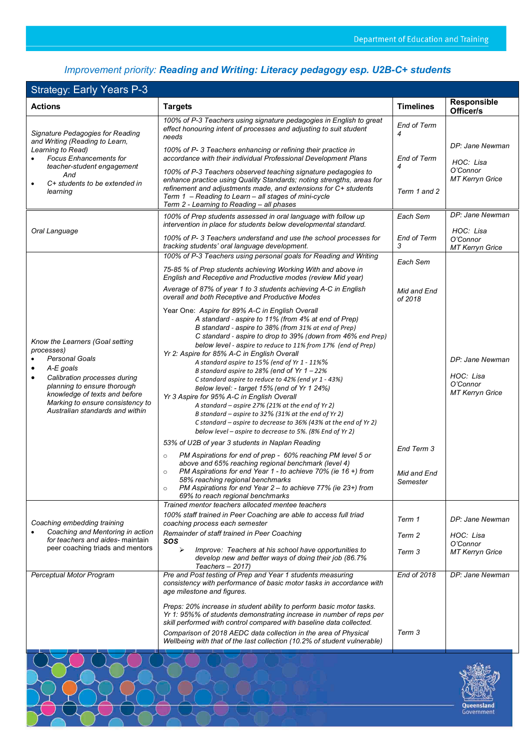*Improvement priority:* ***Reading and Writing: Literacy pedagogy esp. U2B-C+ students***

| Strategy: Early Years P-3 | | | |
|---|---|---|---|
| **Actions** | **Targets** | **Timelines** | **Responsible Officer/s** |
| *Signature Pedagogies for Reading and Writing (Reading to Learn, Learning to Read)*<br>• *Focus Enhancements for teacher-student engagement And*<br>• *C+ students to be extended in learning* | *100% of P-3 Teachers using signature pedagogies in English to great effect honouring intent of processes and adjusting to suit student needs*<br><br>*100% of P- 3 Teachers enhancing or refining their practice in accordance with their individual Professional Development Plans*<br><br>*100% of P-3 Teachers observed teaching signature pedagogies to enhance practice using Quality Standards; noting strengths, areas for refinement and adjustments made, and extensions for C+ students*<br>*Term 1 – Reading to Learn – all stages of mini-cycle*<br>*Term 2 - Learning to Reading – all phases* | *End of Term 4*<br><br>*End of Term 4*<br><br>*Term 1 and 2* | *DP: Jane Newman*<br><br>*HOC: Lisa O'Connor*<br>*MT Kerryn Grice* |
| *Oral Language* | *100% of Prep students assessed in oral language with follow up intervention in place for students below developmental standard.*<br><br>*100% of P- 3 Teachers understand and use the school processes for tracking students' oral language development.* | *Each Sem*<br><br>*End of Term 3* | *DP: Jane Newman*<br><br>*HOC: Lisa O'Connor*<br>*MT Kerryn Grice* |
| *Know the Learners (Goal setting processes)*<br>• *Personal Goals*<br>• *A-E goals*<br>• *Calibration processes during planning to ensure thorough knowledge of texts and before Marking to ensure consistency to Australian standards and within* | *100% of P-3 Teachers using personal goals for Reading and Writing*<br><br>*75-85 % of Prep students achieving Working With and above in English and Receptive and Productive modes (review Mid year)*<br><br>*Average of 87% of year 1 to 3 students achieving A-C in English overall and both Receptive and Productive Modes*<br><br>Year One: *Aspire for 89% A-C in English Overall*<br>*A standard - aspire to 11% (from 4% at end of Prep)*<br>*B standard - aspire to 38% (from 31% at end of Prep)*<br>*C standard - aspire to drop to 39% (down from 46% end Prep)*<br>*below level - aspire to reduce to 11% from 17% (end of Prep)*<br>*Yr 2: Aspire for 85% A-C in English Overall*<br>*A standard aspire to 15% (end of Yr 1 - 11%%*<br>*B standard aspire to 28% (end of Yr 1 – 22%*<br>*C standard aspire to reduce to 42% (end yr 1 - 43%)*<br>*Below level: - target 15% (end of Yr 1 24%)*<br>*Yr 3 Aspire for 95% A-C in English Overall*<br>*A standard – aspire 27% (21% at the end of Yr 2)*<br>*B standard – aspire to 32% (31% at the end of Yr 2)*<br>*C standard – aspire to decrease to 36% (43% at the end of Yr 2)*<br>*below level – aspire to decrease to 5%. (8% End of Yr 2)*<br><br>*53% of U2B of year 3 students in Naplan Reading*<br>○ *PM Aspirations for end of prep - 60% reaching PM level 5 or above and 65% reaching regional benchmark (level 4)*<br>○ *PM Aspirations for end Year 1 - to achieve 70% (ie 16 +) from 58% reaching regional benchmarks*<br>○ *PM Aspirations for end Year 2 – to achieve 77% (ie 23+) from 69% to reach regional benchmarks* | *Each Sem*<br><br>*Mid and End of 2018*<br><br>*End Term 3*<br><br>*Mid and End Semester* | *DP: Jane Newman*<br><br>*HOC: Lisa O'Connor*<br>*MT Kerryn Grice* |
| *Coaching embedding training*<br>• *Coaching and Mentoring in action for teachers and aides- maintain peer coaching triads and mentors* | *Trained mentor teachers allocated mentee teachers*<br>*100% staff trained in Peer Coaching are able to access full triad coaching process each semester*<br>*Remainder of staff trained in Peer Coaching*<br>***SOS***<br>➢ *Improve: Teachers at his school have opportunities to develop new and better ways of doing their job (86.7% Teachers – 2017)* | *Term 1*<br><br>*Term 2*<br><br>*Term 3* | *DP: Jane Newman*<br><br>*HOC: Lisa O'Connor*<br>*MT Kerryn Grice* |
| *Perceptual Motor Program* | *Pre and Post testing of Prep and Year 1 students measuring consistency with performance of basic motor tasks in accordance with age milestone and figures.*<br><br>*Preps: 20% increase in student ability to perform basic motor tasks.*<br>*Yr 1: 95%% of students demonstrating increase in number of reps per skill performed with control compared with baseline data collected.*<br>*Comparison of 2018 AEDC data collection in the area of Physical Wellbeing with that of the last collection (10.2% of student vulnerable)* | *End of 2018*<br><br>*Term 3* | *DP: Jane Newman* |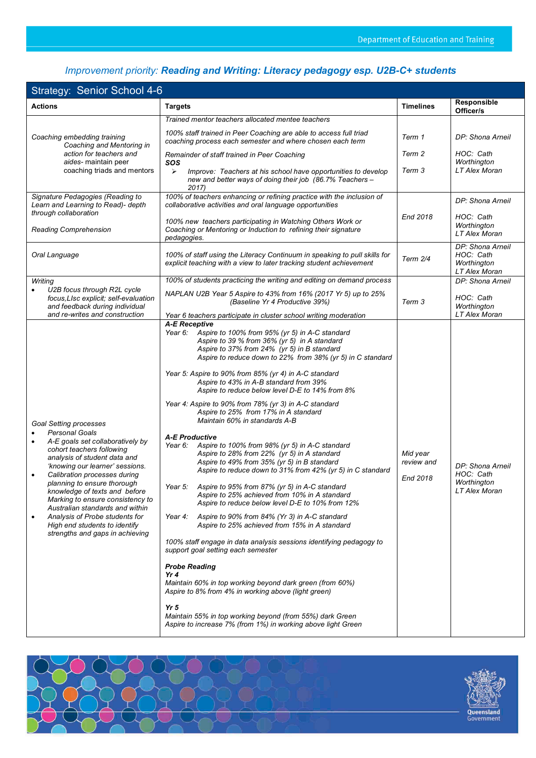*Improvement priority: **Reading and Writing: Literacy pedagogy esp. U2B-C+ students***

| Strategy: Senior School 4-6 | | | |
|---|---|---|---|
| **Actions** | **Targets** | **Timelines** | **Responsible Officer/s** |
| *Coaching embedding training Coaching and Mentoring in action for teachers and aides- maintain peer coaching triads and mentors* | *Trained mentor teachers allocated mentee teachers*<br><br>*100% staff trained in Peer Coaching are able to access full triad coaching process each semester and where chosen each term*<br><br>*Remainder of staff trained in Peer Coaching*<br>***SOS***<br>➢ *Improve: Teachers at his school have opportunities to develop new and better ways of doing their job (86.7% Teachers – 2017)* | *Term 1*<br><br>*Term 2*<br><br>*Term 3* | *DP: Shona Arneil*<br><br>*HOC: Cath Worthington*<br>*LT Alex Moran* |
| *Signature Pedagogies (Reading to Learn and Learning to Read)- depth through collaboration*<br><br>*Reading Comprehension* | *100% of teachers enhancing or refining practice with the inclusion of collaborative activities and oral language opportunities*<br><br>*100% new teachers participating in Watching Others Work or Coaching or Mentoring or Induction to refining their signature pedagogies.* | *End 2018* | *DP: Shona Arneil*<br><br>*HOC: Cath Worthington*<br>*LT Alex Moran* |
| *Oral Language* | *100% of staff using the Literacy Continuum in speaking to pull skills for explicit teaching with a view to later tracking student achievement* | *Term 2/4* | *DP: Shona Arneil*<br>*HOC: Cath Worthington*<br>*LT Alex Moran* |
| *Writing*<br>• *U2B focus through R2L cycle focus,LIsc explicit; self-evaluation and feedback during individual and re-writes and construction* | *100% of students practicing the writing and editing on demand process*<br><br>*NAPLAN U2B Year 5 Aspire to 43% from 16% (2017 Yr 5) up to 25% (Baseline Yr 4 Productive 39%)*<br><br>*Year 6 teachers participate in cluster school writing moderation* | *Term 3* | *DP: Shona Arneil*<br><br>*HOC: Cath Worthington*<br>*LT Alex Moran* |
| *Goal Setting processes*<br>• *Personal Goals*<br>• *A-E goals set collaboratively by cohort teachers following analysis of student data and 'knowing our learner' sessions.*<br>• *Calibration processes during planning to ensure thorough knowledge of texts and before Marking to ensure consistency to Australian standards and within*<br>• *Analysis of Probe students for High end students to identify strengths and gaps in achieving* | ***A-E Receptive***<br>*Year 6: Aspire to 100% from 95% (yr 5) in A-C standard*<br>*Aspire to 39 % from 36% (yr 5) in A standard*<br>*Aspire to 37% from 24% (yr 5) in B standard*<br>*Aspire to reduce down to 22% from 38% (yr 5) in C standard*<br><br>*Year 5: Aspire to 90% from 85% (yr 4) in A-C standard*<br>*Aspire to 43% in A-B standard from 39%*<br>*Aspire to reduce below level D-E to 14% from 8%*<br><br>*Year 4: Aspire to 90% from 78% (yr 3) in A-C standard*<br>*Aspire to 25% from 17% in A standard*<br>*Maintain 60% in standards A-B*<br><br>***A-E Productive***<br>*Year 6: Aspire to 100% from 98% (yr 5) in A-C standard*<br>*Aspire to 28% from 22% (yr 5) in A standard*<br>*Aspire to 49% from 35% (yr 5) in B standard*<br>*Aspire to reduce down to 31% from 42% (yr 5) in C standard*<br><br>*Year 5: Aspire to 95% from 87% (yr 5) in A-C standard*<br>*Aspire to 25% achieved from 10% in A standard*<br>*Aspire to reduce below level D-E to 10% from 12%*<br><br>*Year 4: Aspire to 90% from 84% (Yr 3) in A-C standard*<br>*Aspire to 25% achieved from 15% in A standard*<br><br>*100% staff engage in data analysis sessions identifying pedagogy to support goal setting each semester*<br><br>***Probe Reading***<br>***Yr 4***<br>*Maintain 60% in top working beyond dark green (from 60%)*<br>*Aspire to 8% from 4% in working above (light green)*<br><br>***Yr 5***<br>*Maintain 55% in top working beyond (from 55%) dark Green*<br>*Aspire to increase 7% (from 1%) in working above light Green* | *Mid year review and*<br><br>*End 2018* | *DP: Shona Arneil*<br>*HOC: Cath Worthington*<br>*LT Alex Moran* |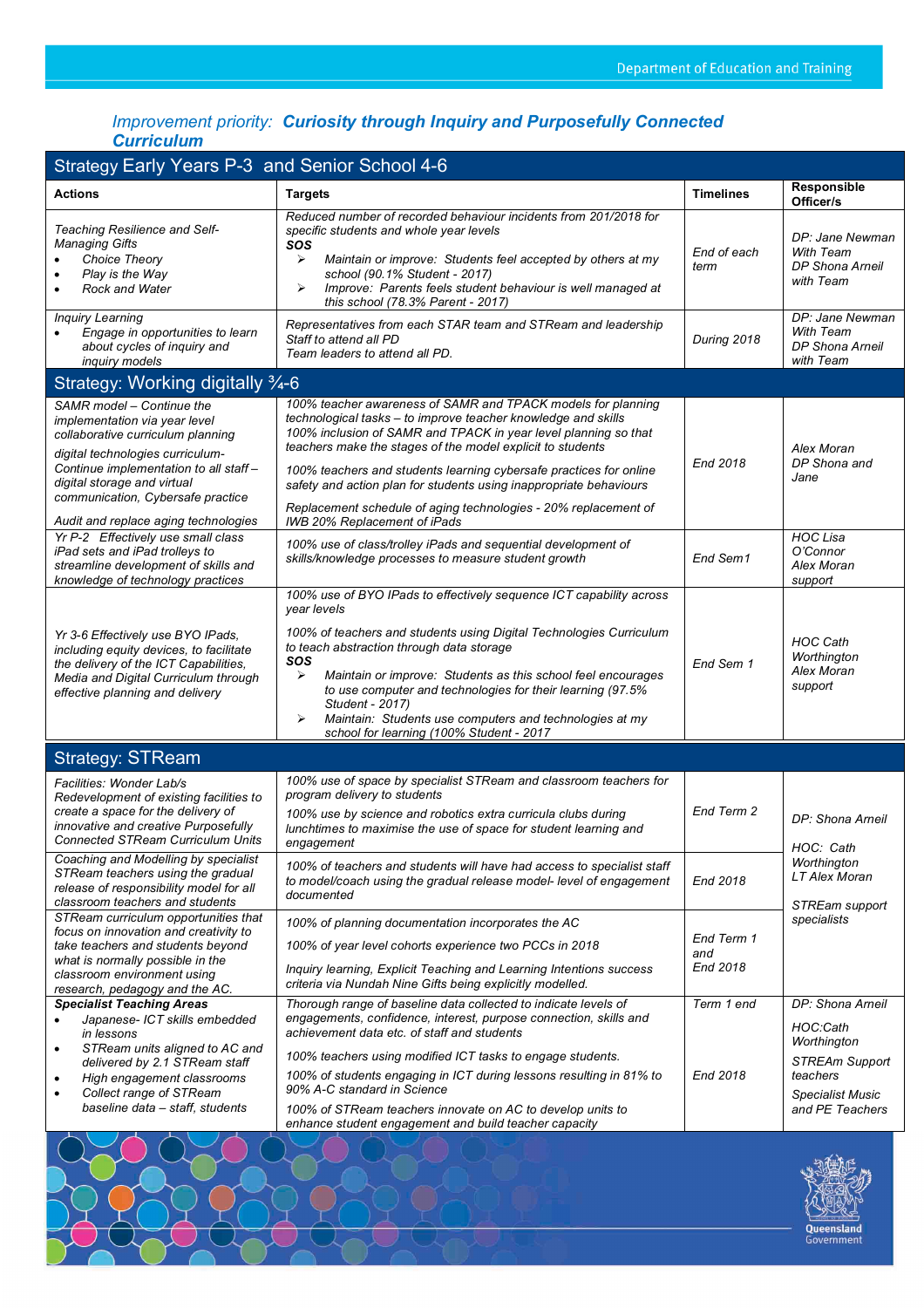*Improvement priority:* ***Curiosity through Inquiry and Purposefully Connected Curriculum***

| Actions | Targets | Timelines | Responsible Officer/s |
|---|---|---|---|
| **Strategy Early Years P-3 and Senior School 4-6** | | | |
| *Teaching Resilience and Self-Managing Gifts*<br>• *Choice Theory*<br>• *Play is the Way*<br>• *Rock and Water* | *Reduced number of recorded behaviour incidents from 201/2018 for specific students and whole year levels*<br>***SOS***<br>➢ *Maintain or improve: Students feel accepted by others at my school (90.1% Student - 2017)*<br>➢ *Improve: Parents feels student behaviour is well managed at this school (78.3% Parent - 2017)* | *End of each term* | *DP: Jane Newman With Team*<br>*DP Shona Arneil with Team* |
| *Inquiry Learning*<br>• *Engage in opportunities to learn about cycles of inquiry and inquiry models* | *Representatives from each STAR team and STReam and leadership Staff to attend all PD*<br>*Team leaders to attend all PD.* | *During 2018* | *DP: Jane Newman With Team*<br>*DP Shona Arneil with Team* |
| **Strategy: Working digitally ¾-6** | | | |
| *SAMR model – Continue the implementation via year level collaborative curriculum planning*<br>*digital technologies curriculum- Continue implementation to all staff – digital storage and virtual communication, Cybersafe practice*<br>*Audit and replace aging technologies* | *100% teacher awareness of SAMR and TPACK models for planning technological tasks – to improve teacher knowledge and skills*<br>*100% inclusion of SAMR and TPACK in year level planning so that teachers make the stages of the model explicit to students*<br>*100% teachers and students learning cybersafe practices for online safety and action plan for students using inappropriate behaviours*<br>*Replacement schedule of aging technologies - 20% replacement of IWB 20% Replacement of iPads* | *End 2018* | *Alex Moran*<br>*DP Shona and Jane* |
| *Yr P-2 Effectively use small class iPad sets and iPad trolleys to streamline development of skills and knowledge of technology practices* | *100% use of class/trolley iPads and sequential development of skills/knowledge processes to measure student growth* | *End Sem1* | *HOC Lisa O'Connor*<br>*Alex Moran support* |
| *Yr 3-6 Effectively use BYO IPads, including equity devices, to facilitate the delivery of the ICT Capabilities, Media and Digital Curriculum through effective planning and delivery* | *100% use of BYO IPads to effectively sequence ICT capability across year levels*<br>*100% of teachers and students using Digital Technologies Curriculum to teach abstraction through data storage*<br>***SOS***<br>➢ *Maintain or improve: Students as this school feel encourages to use computer and technologies for their learning (97.5% Student - 2017)*<br>➢ *Maintain: Students use computers and technologies at my school for learning (100% Student - 2017* | *End Sem 1* | *HOC Cath Worthington*<br>*Alex Moran support* |
| **Strategy: STReam** | | | |
| *Facilities: Wonder Lab/s*<br>*Redevelopment of existing facilities to create a space for the delivery of innovative and creative Purposefully Connected STReam Curriculum Units* | *100% use of space by specialist STReam and classroom teachers for program delivery to students*<br>*100% use by science and robotics extra curricula clubs during lunchtimes to maximise the use of space for student learning and engagement* | *End Term 2* | *DP: Shona Arneil*<br>*HOC: Cath Worthington*<br>*LT Alex Moran*<br>*STREam support specialists* |
| *Coaching and Modelling by specialist STReam teachers using the gradual release of responsibility model for all classroom teachers and students* | *100% of teachers and students will have had access to specialist staff to model/coach using the gradual release model- level of engagement documented* | *End 2018* | |
| *STReam curriculum opportunities that focus on innovation and creativity to take teachers and students beyond what is normally possible in the classroom environment using research, pedagogy and the AC.* | *100% of planning documentation incorporates the AC*<br>*100% of year level cohorts experience two PCCs in 2018*<br>*Inquiry learning, Explicit Teaching and Learning Intentions success criteria via Nundah Nine Gifts being explicitly modelled.* | *End Term 1 and End 2018* | |
| ***Specialist Teaching Areas***<br>• *Japanese- ICT skills embedded in lessons*<br>• *STReam units aligned to AC and delivered by 2.1 STReam staff*<br>• *High engagement classrooms*<br>• *Collect range of STReam baseline data – staff, students* | *Thorough range of baseline data collected to indicate levels of engagements, confidence, interest, purpose connection, skills and achievement data etc. of staff and students*<br>*100% teachers using modified ICT tasks to engage students.*<br>*100% of students engaging in ICT during lessons resulting in 81% to 90% A-C standard in Science*<br>*100% of STReam teachers innovate on AC to develop units to enhance student engagement and build teacher capacity* | *Term 1 end*<br>*End 2018* | *DP: Shona Arneil*<br>*HOC:Cath Worthington*<br>*STREAm Support teachers*<br>*Specialist Music and PE Teachers* |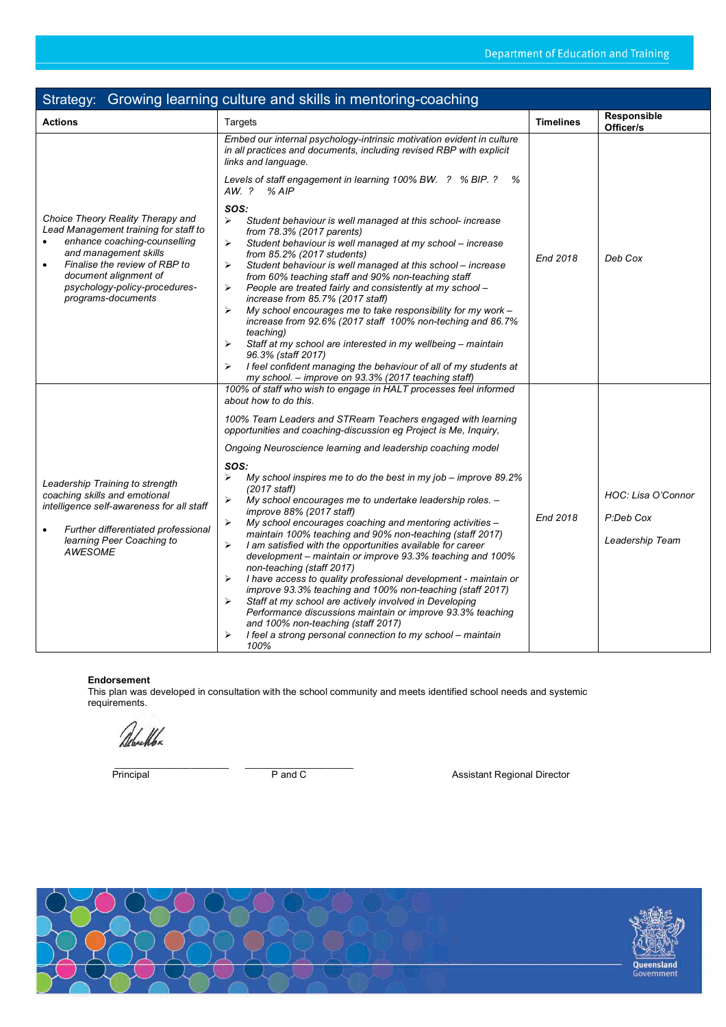| Strategy: Growing learning culture and skills in mentoring-coaching | | | |
|---|---|---|---|
| **Actions** | Targets | **Timelines** | **Responsible Officer/s** |
| *Choice Theory Reality Therapy and Lead Management training for staff to*<br>• *enhance coaching-counselling and management skills*<br>• *Finalise the review of RBP to document alignment of psychology-policy-procedures-programs-documents* | *Embed our internal psychology-intrinsic motivation evident in culture in all practices and documents, including revised RBP with explicit links and language.*<br><br>*Levels of staff engagement in learning 100% BW. ? % BIP. ? % AW. ? % AIP*<br><br>***SOS:***<br>➢ *Student behaviour is well managed at this school- increase from 78.3% (2017 parents)*<br>➢ *Student behaviour is well managed at my school – increase from 85.2% (2017 students)*<br>➢ *Student behaviour is well managed at this school – increase from 60% teaching staff and 90% non-teaching staff*<br>➢ *People are treated fairly and consistently at my school – increase from 85.7% (2017 staff)*<br>➢ *My school encourages me to take responsibility for my work – increase from 92.6% (2017 staff 100% non-teching and 86.7% teaching)*<br>➢ *Staff at my school are interested in my wellbeing – maintain 96.3% (staff 2017)*<br>➢ *I feel confident managing the behaviour of all of my students at my school. – improve on 93.3% (2017 teaching staff)* | *End 2018* | *Deb Cox* |
| *Leadership Training to strength coaching skills and emotional intelligence self-awareness for all staff*<br><br>• *Further differentiated professional learning Peer Coaching to AWESOME* | *100% of staff who wish to engage in HALT processes feel informed about how to do this.*<br><br>*100% Team Leaders and STReam Teachers engaged with learning opportunities and coaching-discussion eg Project is Me, Inquiry,*<br><br>*Ongoing Neuroscience learning and leadership coaching model*<br><br>***SOS:***<br>➢ *My school inspires me to do the best in my job – improve 89.2% (2017 staff)*<br>➢ *My school encourages me to undertake leadership roles. – improve 88% (2017 staff)*<br>➢ *My school encourages coaching and mentoring activities – maintain 100% teaching and 90% non-teaching (staff 2017)*<br>➢ *I am satisfied with the opportunities available for career development – maintain or improve 93.3% teaching and 100% non-teaching (staff 2017)*<br>➢ *I have access to quality professional development - maintain or improve 93.3% teaching and 100% non-teaching (staff 2017)*<br>➢ *Staff at my school are actively involved in Developing Performance discussions maintain or improve 93.3% teaching and 100% non-teaching (staff 2017)*<br>➢ *I feel a strong personal connection to my school – maintain 100%* | *End 2018* | *HOC: Lisa O'Connor*<br><br>*P:Deb Cox*<br><br>*Leadership Team* |

**Endorsement**

This plan was developed in consultation with the school community and meets identified school needs and systemic requirements.

Principal  P and C  Assistant Regional Director